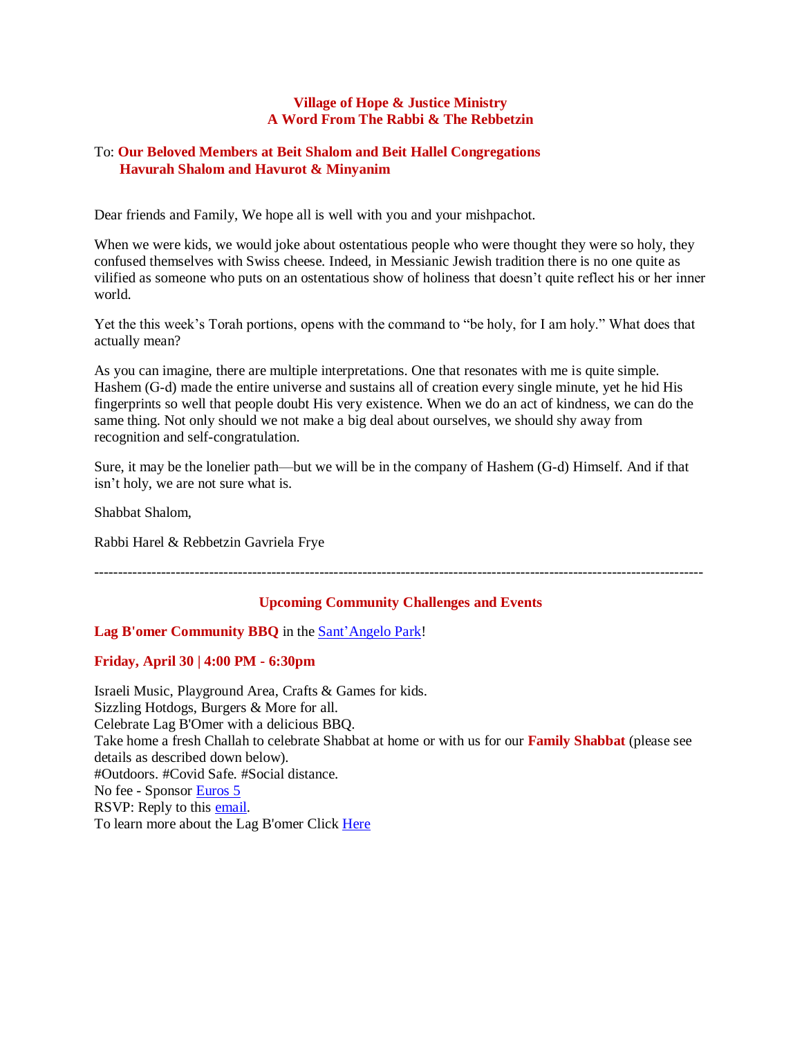**Village of Hope & Justice Ministry**
**A Word From The Rabbi & The Rebbetzin**

To: **Our Beloved Members at Beit Shalom and Beit Hallel Congregations**
**Havurah Shalom and Havurot & Minyanim**

Dear friends and Family, We hope all is well with you and your mishpachot.

When we were kids, we would joke about ostentatious people who were thought they were so holy, they confused themselves with Swiss cheese. Indeed, in Messianic Jewish tradition there is no one quite as vilified as someone who puts on an ostentatious show of holiness that doesn't quite reflect his or her inner world.

Yet the this week's Torah portions, opens with the command to "be holy, for I am holy." What does that actually mean?

As you can imagine, there are multiple interpretations. One that resonates with me is quite simple. Hashem (G-d) made the entire universe and sustains all of creation every single minute, yet he hid His fingerprints so well that people doubt His very existence. When we do an act of kindness, we can do the same thing. Not only should we not make a big deal about ourselves, we should shy away from recognition and self-congratulation.

Sure, it may be the lonelier path—but we will be in the company of Hashem (G-d) Himself. And if that isn't holy, we are not sure what is.

Shabbat Shalom,

Rabbi Harel & Rebbetzin Gavriela Frye

---

## Upcoming Community Challenges and Events

**Lag B'omer Community BBQ** in the Sant'Angelo Park!

**Friday, April 30 | 4:00 PM - 6:30pm**

Israeli Music, Playground Area, Crafts & Games for kids.
Sizzling Hotdogs, Burgers & More for all.
Celebrate Lag B'Omer with a delicious BBQ.
Take home a fresh Challah to celebrate Shabbat at home or with us for our **Family Shabbat** (please see details as described down below).
#Outdoors. #Covid Safe. #Social distance.
No fee - Sponsor Euros 5
RSVP: Reply to this email.
To learn more about the Lag B'omer Click Here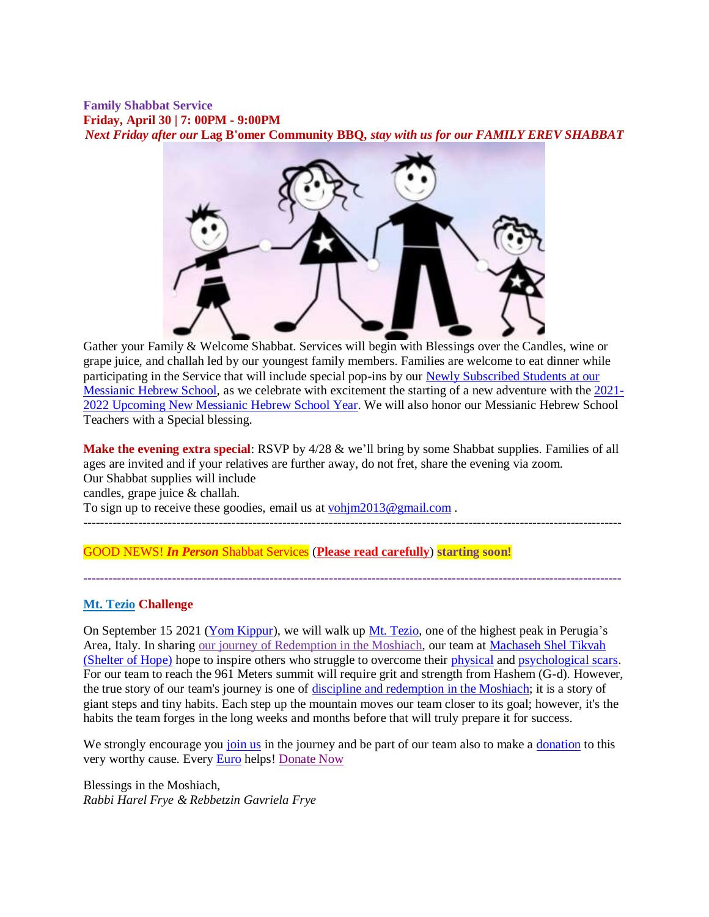**Family Shabbat Service**
**Friday, April 30 | 7: 00PM - 9:00PM**
***Next Friday after our* Lag B'omer Community BBQ*, stay with us for our FAMILY EREV SHABBAT***

Gather your Family & Welcome Shabbat. Services will begin with Blessings over the Candles, wine or grape juice, and challah led by our youngest family members. Families are welcome to eat dinner while participating in the Service that will include special pop-ins by our Newly Subscribed Students at our Messianic Hebrew School, as we celebrate with excitement the starting of a new adventure with the 2021-2022 Upcoming New Messianic Hebrew School Year. We will also honor our Messianic Hebrew School Teachers with a Special blessing.

**Make the evening extra special**: RSVP by 4/28 & we'll bring by some Shabbat supplies. Families of all ages are invited and if your relatives are further away, do not fret, share the evening via zoom.
Our Shabbat supplies will include
candles, grape juice & challah.
To sign up to receive these goodies, email us at vohjm2013@gmail.com .

---

GOOD NEWS! ***In Person*** Shabbat Services (**Please read carefully**) **starting soon!**

---

## Mt. Tezio Challenge

On September 15 2021 (Yom Kippur), we will walk up Mt. Tezio, one of the highest peak in Perugia's Area, Italy. In sharing our journey of Redemption in the Moshiach, our team at Machaseh Shel Tikvah (Shelter of Hope) hope to inspire others who struggle to overcome their physical and psychological scars. For our team to reach the 961 Meters summit will require grit and strength from Hashem (G-d). However, the true story of our team's journey is one of discipline and redemption in the Moshiach; it is a story of giant steps and tiny habits. Each step up the mountain moves our team closer to its goal; however, it's the habits the team forges in the long weeks and months before that will truly prepare it for success.

We strongly encourage you join us in the journey and be part of our team also to make a donation to this very worthy cause. Every Euro helps! Donate Now

Blessings in the Moshiach,
*Rabbi Harel Frye & Rebbetzin Gavriela Frye*